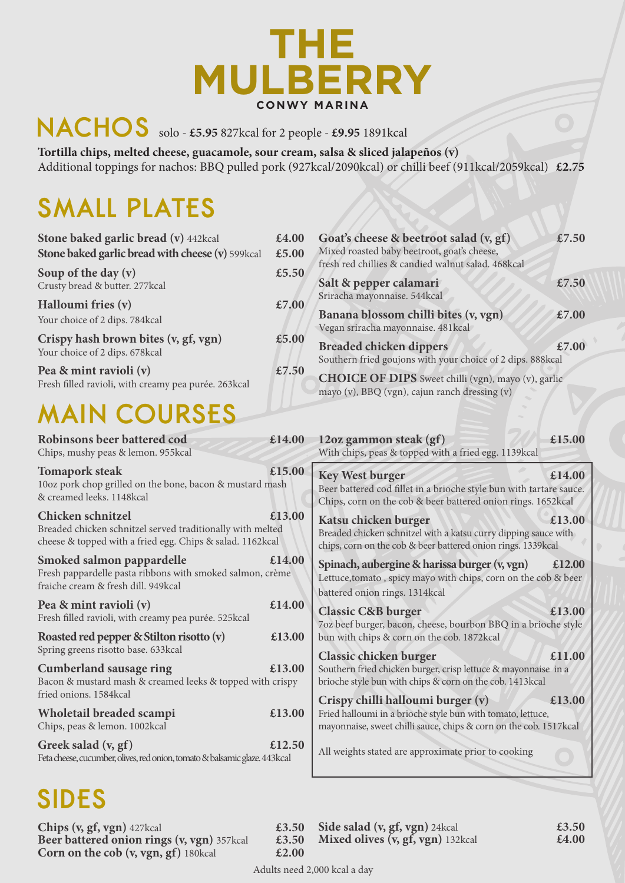# THE MULBERRY

CONWY MARINA

## NACHOS

solo - **£5.95** 827kcal for 2 people - **£9.95** 1891kcal

**Tortilla chips, melted cheese, guacamole, sour cream, salsa & sliced jalapeños (v)**
Additional toppings for nachos: BBQ pulled pork (927kcal/2090kcal) or chilli beef (911kcal/2059kcal) **£2.75**

## SMALL PLATES

**Stone baked garlic bread (v)** 442kcal **£4.00**
**Stone baked garlic bread with cheese (v)** 599kcal **£5.00**

**Soup of the day (v)** **£5.50**
Crusty bread & butter. 277kcal

**Halloumi fries (v)** **£7.00**
Your choice of 2 dips. 784kcal

**Crispy hash brown bites (v, gf, vgn)** **£5.00**
Your choice of 2 dips. 678kcal

**Pea & mint ravioli (v)** **£7.50**
Fresh filled ravioli, with creamy pea purée. 263kcal

**Goat's cheese & beetroot salad (v, gf)** **£7.50**
Mixed roasted baby beetroot, goat's cheese, fresh red chillies & candied walnut salad. 468kcal

**Salt & pepper calamari** **£7.50**
Sriracha mayonnaise. 544kcal

**Banana blossom chilli bites (v, vgn)** **£7.00**
Vegan sriracha mayonnaise. 481kcal

**Breaded chicken dippers** **£7.00**
Southern fried goujons with your choice of 2 dips. 888kcal

**CHOICE OF DIPS** Sweet chilli (vgn), mayo (v), garlic mayo (v), BBQ (vgn), cajun ranch dressing (v)

## MAIN COURSES

**Robinsons beer battered cod** **£14.00**
Chips, mushy peas & lemon. 955kcal

**Tomapork steak** **£15.00**
10oz pork chop grilled on the bone, bacon & mustard mash & creamed leeks. 1148kcal

**Chicken schnitzel** **£13.00**
Breaded chicken schnitzel served traditionally with melted cheese & topped with a fried egg. Chips & salad. 1162kcal

**Smoked salmon pappardelle** **£14.00**
Fresh pappardelle pasta ribbons with smoked salmon, crème fraiche cream & fresh dill. 949kcal

**Pea & mint ravioli (v)** **£14.00**
Fresh filled ravioli, with creamy pea purée. 525kcal

**Roasted red pepper & Stilton risotto (v)** **£13.00**
Spring greens risotto base. 633kcal

**Cumberland sausage ring** **£13.00**
Bacon & mustard mash & creamed leeks & topped with crispy fried onions. 1584kcal

**Wholetail breaded scampi** **£13.00**
Chips, peas & lemon. 1002kcal

**Greek salad (v, gf)** **£12.50**
Feta cheese, cucumber, olives, red onion, tomato & balsamic glaze. 443kcal

**12oz gammon steak (gf)** **£15.00**
With chips, peas & topped with a fried egg. 1139kcal

**Key West burger** **£14.00**
Beer battered cod fillet in a brioche style bun with tartare sauce. Chips, corn on the cob & beer battered onion rings. 1652kcal

**Katsu chicken burger** **£13.00**
Breaded chicken schnitzel with a katsu curry dipping sauce with chips, corn on the cob & beer battered onion rings. 1339kcal

**Spinach, aubergine & harissa burger (v, vgn)** **£12.00**
Lettuce,tomato , spicy mayo with chips, corn on the cob & beer battered onion rings. 1314kcal

**Classic C&B burger** **£13.00**
7oz beef burger, bacon, cheese, bourbon BBQ in a brioche style bun with chips & corn on the cob. 1872kcal

**Classic chicken burger** **£11.00**
Southern fried chicken burger, crisp lettuce & mayonnaise in a brioche style bun with chips & corn on the cob. 1413kcal

**Crispy chilli halloumi burger (v)** **£13.00**
Fried halloumi in a brioche style bun with tomato, lettuce, mayonnaise, sweet chilli sauce, chips & corn on the cob. 1517kcal

All weights stated are approximate prior to cooking

## SIDES

**Chips (v, gf, vgn)** 427kcal **£3.50**
**Beer battered onion rings (v, vgn)** 357kcal **£3.50**
**Corn on the cob (v, vgn, gf)** 180kcal **£2.00**
**Side salad (v, gf, vgn)** 24kcal **£3.50**
**Mixed olives (v, gf, vgn)** 132kcal **£4.00**

Adults need 2,000 kcal a day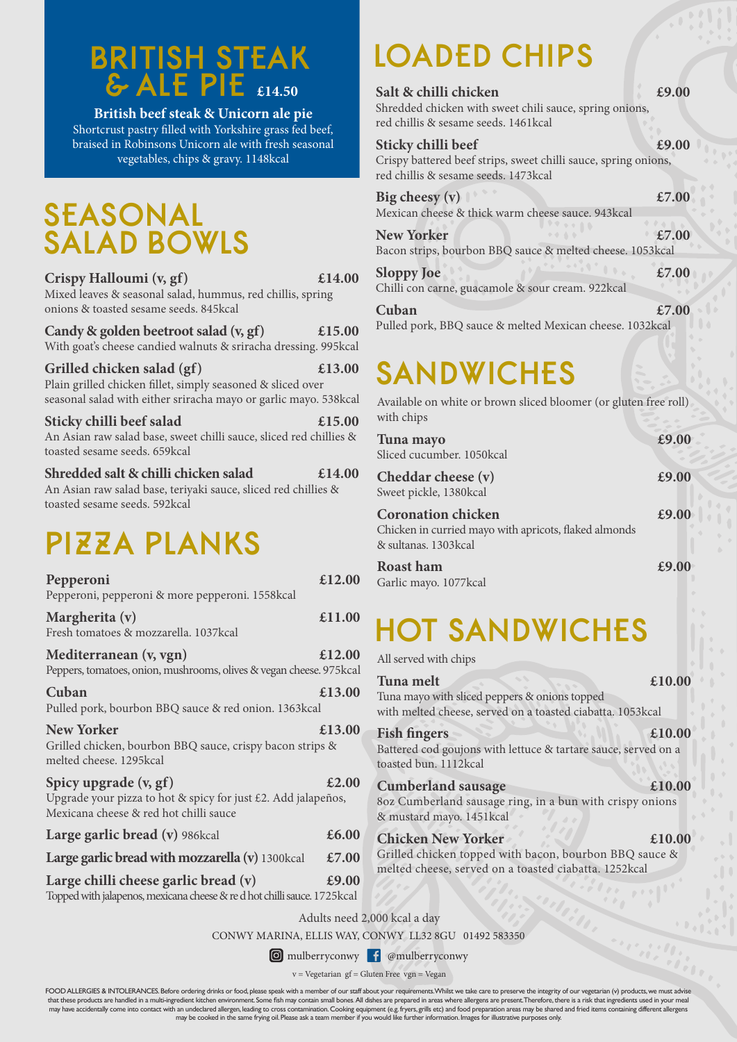# BRITISH STEAK & ALE PIE £14.50

**British beef steak & Unicorn ale pie**
Shortcrust pastry filled with Yorkshire grass fed beef, braised in Robinsons Unicorn ale with fresh seasonal vegetables, chips & gravy. 1148kcal

# SEASONAL SALAD BOWLS

**Crispy Halloumi (v, gf)** £14.00
Mixed leaves & seasonal salad, hummus, red chillis, spring onions & toasted sesame seeds. 845kcal

**Candy & golden beetroot salad (v, gf)** £15.00
With goat's cheese candied walnuts & sriracha dressing. 995kcal

**Grilled chicken salad (gf)** £13.00
Plain grilled chicken fillet, simply seasoned & sliced over seasonal salad with either sriracha mayo or garlic mayo. 538kcal

**Sticky chilli beef salad** £15.00
An Asian raw salad base, sweet chilli sauce, sliced red chillies & toasted sesame seeds. 659kcal

**Shredded salt & chilli chicken salad** £14.00
An Asian raw salad base, teriyaki sauce, sliced red chillies & toasted sesame seeds. 592kcal

# PIZZA PLANKS

**Pepperoni** £12.00
Pepperoni, pepperoni & more pepperoni. 1558kcal

**Margherita (v)** £11.00
Fresh tomatoes & mozzarella. 1037kcal

**Mediterranean (v, vgn)** £12.00
Peppers, tomatoes, onion, mushrooms, olives & vegan cheese. 975kcal

**Cuban** £13.00
Pulled pork, bourbon BBQ sauce & red onion. 1363kcal

**New Yorker** £13.00
Grilled chicken, bourbon BBQ sauce, crispy bacon strips & melted cheese. 1295kcal

**Spicy upgrade (v, gf)** £2.00
Upgrade your pizza to hot & spicy for just £2. Add jalapeños, Mexicana cheese & red hot chilli sauce

**Large garlic bread (v)** 986kcal £6.00

**Large garlic bread with mozzarella (v)** 1300kcal £7.00

**Large chilli cheese garlic bread (v)** £9.00
Topped with jalapenos, mexicana cheese & red hot chilli sauce. 1725kcal

# LOADED CHIPS

**Salt & chilli chicken** £9.00
Shredded chicken with sweet chili sauce, spring onions, red chillis & sesame seeds. 1461kcal

**Sticky chilli beef** £9.00
Crispy battered beef strips, sweet chilli sauce, spring onions, red chillis & sesame seeds. 1473kcal

**Big cheesy (v)** £7.00
Mexican cheese & thick warm cheese sauce. 943kcal

**New Yorker** £7.00
Bacon strips, bourbon BBQ sauce & melted cheese. 1053kcal

**Sloppy Joe** £7.00
Chilli con carne, guacamole & sour cream. 922kcal

**Cuban** £7.00
Pulled pork, BBQ sauce & melted Mexican cheese. 1032kcal

# SANDWICHES

Available on white or brown sliced bloomer (or gluten free roll) with chips

**Tuna mayo** £9.00
Sliced cucumber. 1050kcal

**Cheddar cheese (v)** £9.00
Sweet pickle, 1380kcal

**Coronation chicken** £9.00
Chicken in curried mayo with apricots, flaked almonds & sultanas. 1303kcal

**Roast ham** £9.00
Garlic mayo. 1077kcal

# HOT SANDWICHES

All served with chips

**Tuna melt** £10.00
Tuna mayo with sliced peppers & onions topped with melted cheese, served on a toasted ciabatta. 1053kcal

**Fish fingers** £10.00
Battered cod goujons with lettuce & tartare sauce, served on a toasted bun. 1112kcal

**Cumberland sausage** £10.00
8oz Cumberland sausage ring, in a bun with crispy onions & mustard mayo. 1451kcal

**Chicken New Yorker** £10.00
Grilled chicken topped with bacon, bourbon BBQ sauce & melted cheese, served on a toasted ciabatta. 1252kcal

Adults need 2,000 kcal a day

CONWY MARINA, ELLIS WAY, CONWY LL32 8GU 01492 583350

mulberryconwy @mulberryconwy

v = Vegetarian gf = Gluten Free vgn = Vegan

FOOD ALLERGIES & INTOLERANCES. Before ordering drinks or food, please speak with a member of our staff about your requirements. Whilst we take care to preserve the integrity of our vegetarian (v) products, we must advise that these products are handled in a multi-ingredient kitchen environment. Some fish may contain small bones. All dishes are prepared in areas where allergens are present. Therefore, there is a risk that ingredients used in your meal may have accidentally come into contact with an undeclared allergen, leading to cross contamination. Cooking equipment (e.g. fryers, grills etc) and food preparation areas may be shared and fried items containing different allergens may be cooked in the same frying oil. Please ask a team member if you would like further information. Images for illustrative purposes only.